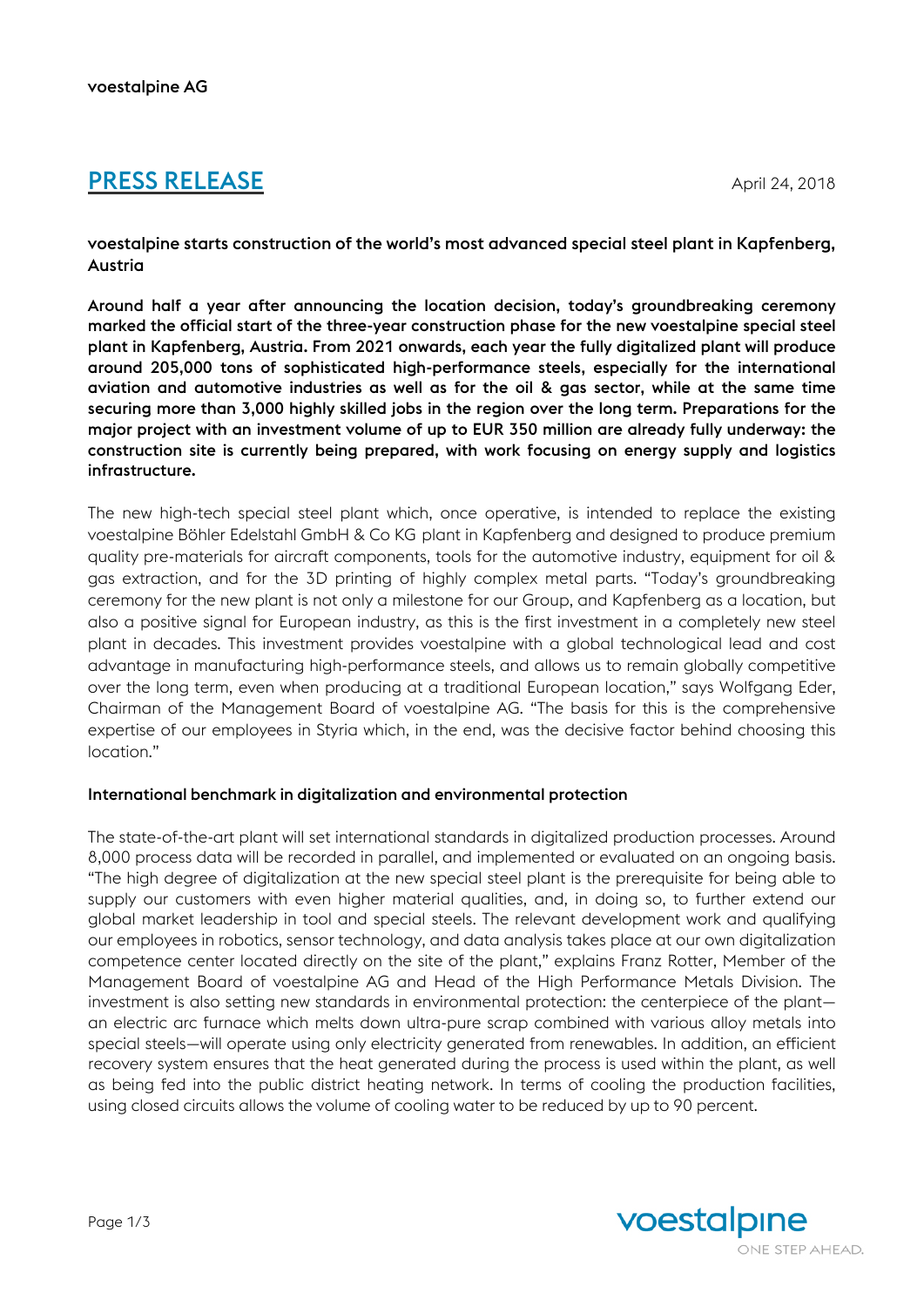voestalpine AG

# PRESS RELEASE

April 24, 2018

**voestalpine starts construction of the world's most advanced special steel plant in Kapfenberg, Austria**

**Around half a year after announcing the location decision, today's groundbreaking ceremony marked the official start of the three-year construction phase for the new voestalpine special steel plant in Kapfenberg, Austria. From 2021 onwards, each year the fully digitalized plant will produce around 205,000 tons of sophisticated high-performance steels, especially for the international aviation and automotive industries as well as for the oil & gas sector, while at the same time securing more than 3,000 highly skilled jobs in the region over the long term. Preparations for the major project with an investment volume of up to EUR 350 million are already fully underway: the construction site is currently being prepared, with work focusing on energy supply and logistics infrastructure.**

The new high-tech special steel plant which, once operative, is intended to replace the existing voestalpine Böhler Edelstahl GmbH & Co KG plant in Kapfenberg and designed to produce premium quality pre-materials for aircraft components, tools for the automotive industry, equipment for oil & gas extraction, and for the 3D printing of highly complex metal parts. "Today's groundbreaking ceremony for the new plant is not only a milestone for our Group, and Kapfenberg as a location, but also a positive signal for European industry, as this is the first investment in a completely new steel plant in decades. This investment provides voestalpine with a global technological lead and cost advantage in manufacturing high-performance steels, and allows us to remain globally competitive over the long term, even when producing at a traditional European location," says Wolfgang Eder, Chairman of the Management Board of voestalpine AG. "The basis for this is the comprehensive expertise of our employees in Styria which, in the end, was the decisive factor behind choosing this location."

**International benchmark in digitalization and environmental protection**

The state-of-the-art plant will set international standards in digitalized production processes. Around 8,000 process data will be recorded in parallel, and implemented or evaluated on an ongoing basis. "The high degree of digitalization at the new special steel plant is the prerequisite for being able to supply our customers with even higher material qualities, and, in doing so, to further extend our global market leadership in tool and special steels. The relevant development work and qualifying our employees in robotics, sensor technology, and data analysis takes place at our own digitalization competence center located directly on the site of the plant," explains Franz Rotter, Member of the Management Board of voestalpine AG and Head of the High Performance Metals Division. The investment is also setting new standards in environmental protection: the centerpiece of the plant—an electric arc furnace which melts down ultra-pure scrap combined with various alloy metals into special steels—will operate using only electricity generated from renewables. In addition, an efficient recovery system ensures that the heat generated during the process is used within the plant, as well as being fed into the public district heating network. In terms of cooling the production facilities, using closed circuits allows the volume of cooling water to be reduced by up to 90 percent.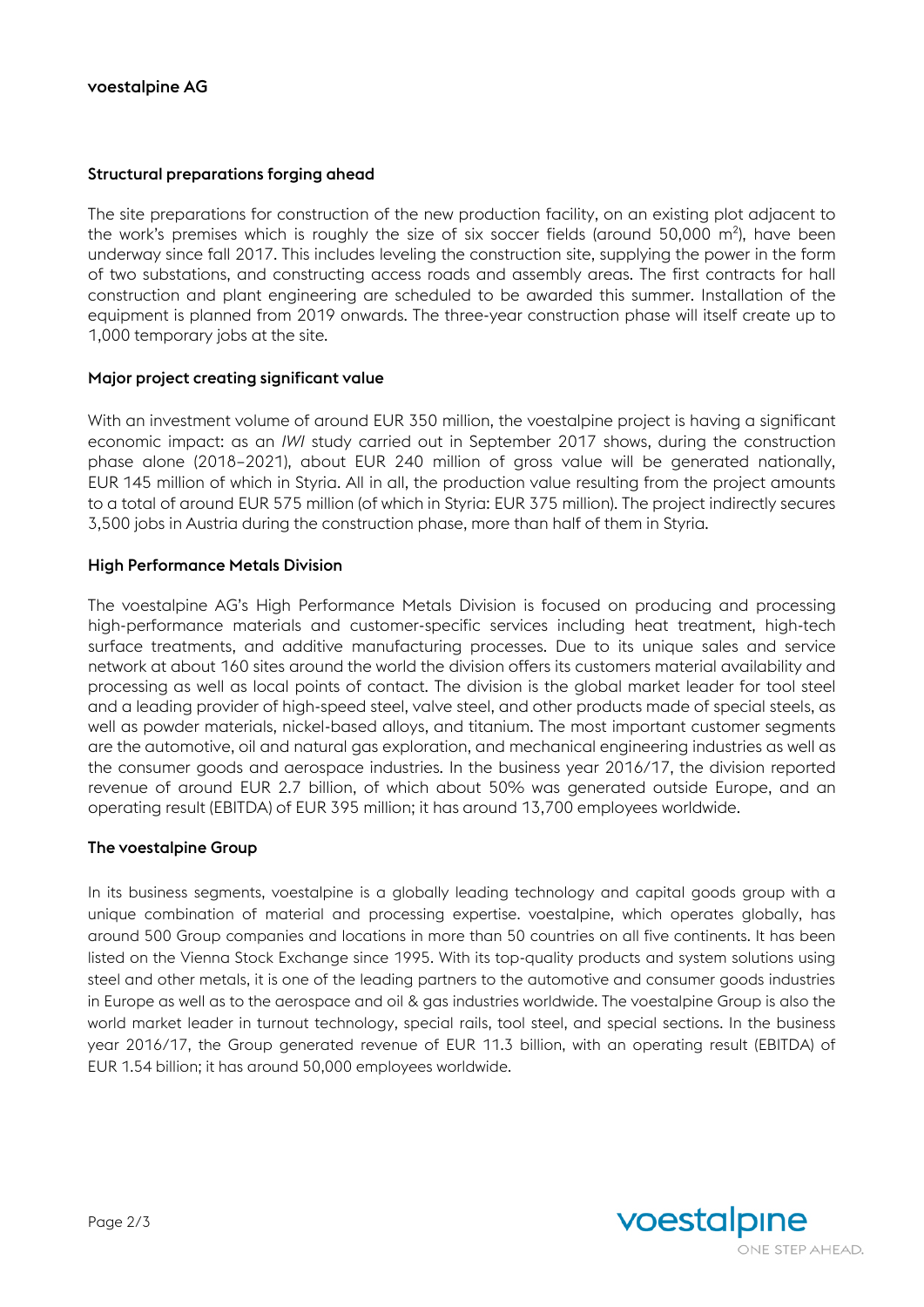## Structural preparations forging ahead

The site preparations for construction of the new production facility, on an existing plot adjacent to the work's premises which is roughly the size of six soccer fields (around 50,000 $m^2$), have been underway since fall 2017. This includes leveling the construction site, supplying the power in the form of two substations, and constructing access roads and assembly areas. The first contracts for hall construction and plant engineering are scheduled to be awarded this summer. Installation of the equipment is planned from 2019 onwards. The three-year construction phase will itself create up to 1,000 temporary jobs at the site.

## Major project creating significant value

With an investment volume of around EUR 350 million, the voestalpine project is having a significant economic impact: as an *IWI* study carried out in September 2017 shows, during the construction phase alone (2018–2021), about EUR 240 million of gross value will be generated nationally, EUR 145 million of which in Styria. All in all, the production value resulting from the project amounts to a total of around EUR 575 million (of which in Styria: EUR 375 million). The project indirectly secures 3,500 jobs in Austria during the construction phase, more than half of them in Styria.

## High Performance Metals Division

The voestalpine AG's High Performance Metals Division is focused on producing and processing high-performance materials and customer-specific services including heat treatment, high-tech surface treatments, and additive manufacturing processes. Due to its unique sales and service network at about 160 sites around the world the division offers its customers material availability and processing as well as local points of contact. The division is the global market leader for tool steel and a leading provider of high-speed steel, valve steel, and other products made of special steels, as well as powder materials, nickel-based alloys, and titanium. The most important customer segments are the automotive, oil and natural gas exploration, and mechanical engineering industries as well as the consumer goods and aerospace industries. In the business year 2016/17, the division reported revenue of around EUR 2.7 billion, of which about 50% was generated outside Europe, and an operating result (EBITDA) of EUR 395 million; it has around 13,700 employees worldwide.

## The voestalpine Group

In its business segments, voestalpine is a globally leading technology and capital goods group with a unique combination of material and processing expertise. voestalpine, which operates globally, has around 500 Group companies and locations in more than 50 countries on all five continents. It has been listed on the Vienna Stock Exchange since 1995. With its top-quality products and system solutions using steel and other metals, it is one of the leading partners to the automotive and consumer goods industries in Europe as well as to the aerospace and oil & gas industries worldwide. The voestalpine Group is also the world market leader in turnout technology, special rails, tool steel, and special sections. In the business year 2016/17, the Group generated revenue of EUR 11.3 billion, with an operating result (EBITDA) of EUR 1.54 billion; it has around 50,000 employees worldwide.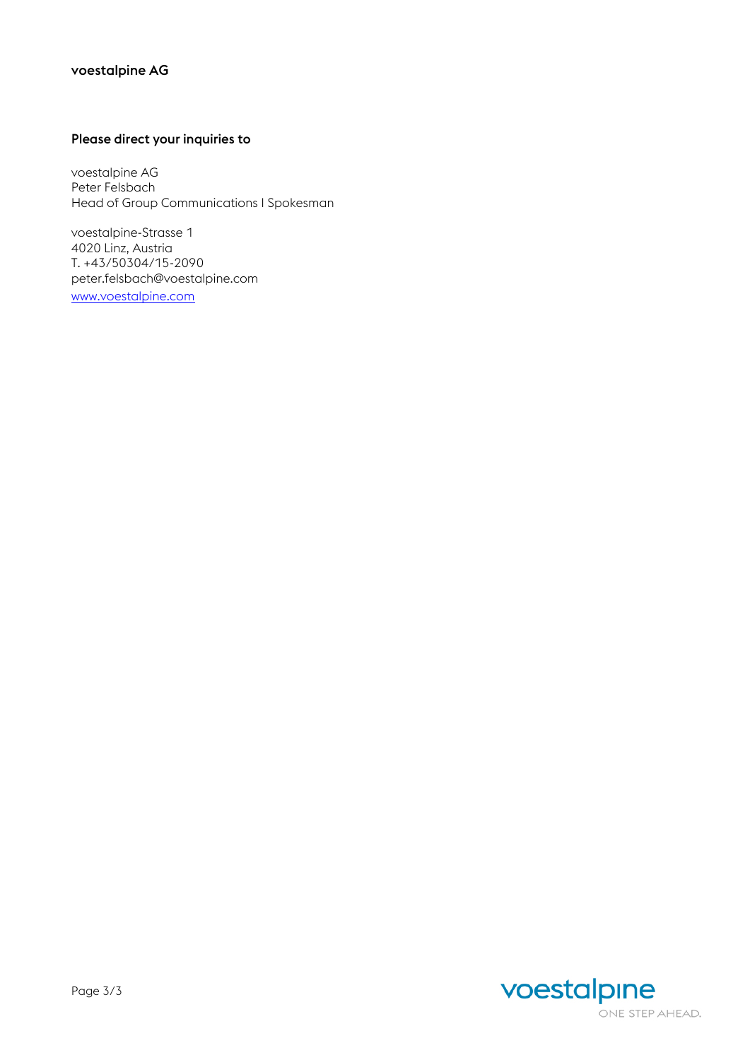voestalpine AG

**Please direct your inquiries to**

voestalpine AG
Peter Felsbach
Head of Group Communications I Spokesman

voestalpine-Strasse 1
4020 Linz, Austria
T. +43/50304/15-2090
peter.felsbach@voestalpine.com
www.voestalpine.com